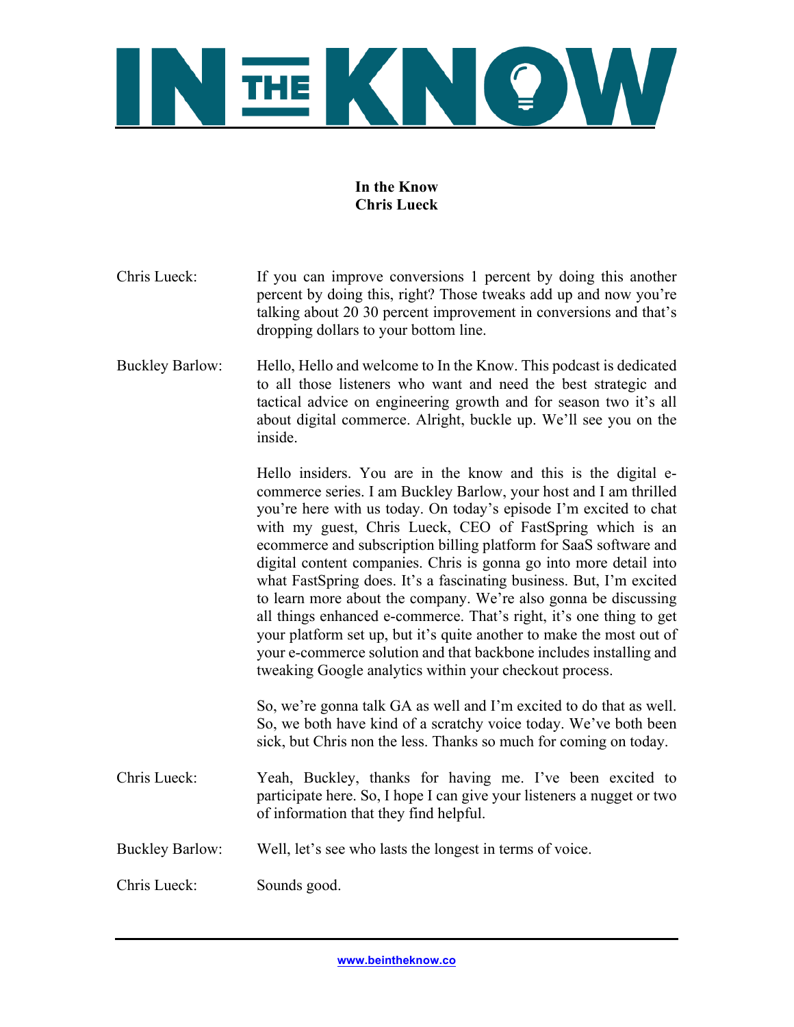# IN THE KNOW

**In the Know**
**Chris Lueck**

Chris Lueck: If you can improve conversions 1 percent by doing this another percent by doing this, right? Those tweaks add up and now you're talking about 20 30 percent improvement in conversions and that's dropping dollars to your bottom line.

Buckley Barlow: Hello, Hello and welcome to In the Know. This podcast is dedicated to all those listeners who want and need the best strategic and tactical advice on engineering growth and for season two it's all about digital commerce. Alright, buckle up. We'll see you on the inside.

Hello insiders. You are in the know and this is the digital e-commerce series. I am Buckley Barlow, your host and I am thrilled you're here with us today. On today's episode I'm excited to chat with my guest, Chris Lueck, CEO of FastSpring which is an ecommerce and subscription billing platform for SaaS software and digital content companies. Chris is gonna go into more detail into what FastSpring does. It's a fascinating business. But, I'm excited to learn more about the company. We're also gonna be discussing all things enhanced e-commerce. That's right, it's one thing to get your platform set up, but it's quite another to make the most out of your e-commerce solution and that backbone includes installing and tweaking Google analytics within your checkout process.

So, we're gonna talk GA as well and I'm excited to do that as well. So, we both have kind of a scratchy voice today. We've both been sick, but Chris non the less. Thanks so much for coming on today.

Chris Lueck: Yeah, Buckley, thanks for having me. I've been excited to participate here. So, I hope I can give your listeners a nugget or two of information that they find helpful.

Buckley Barlow: Well, let's see who lasts the longest in terms of voice.

Chris Lueck: Sounds good.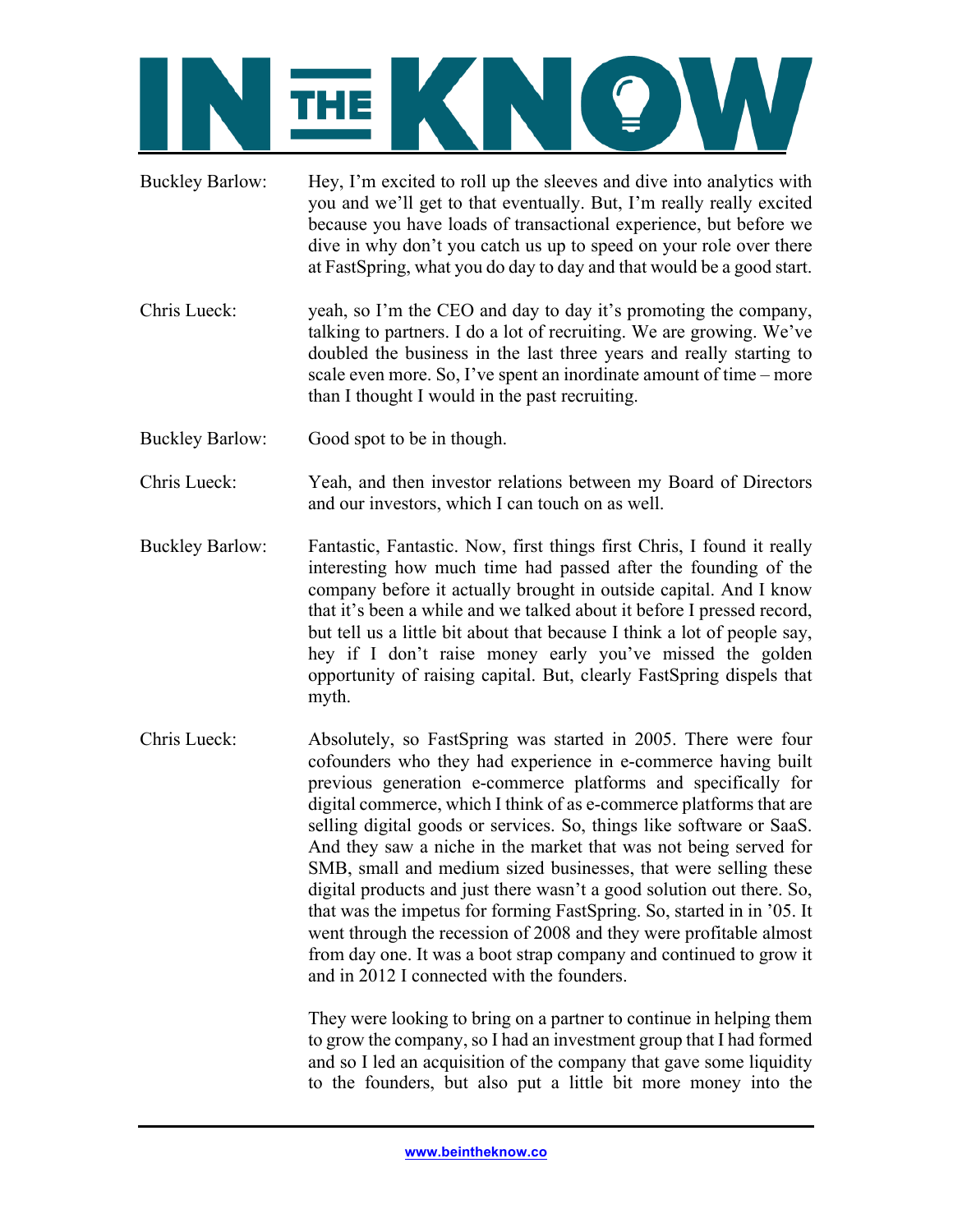**Buckley Barlow:** Hey, I'm excited to roll up the sleeves and dive into analytics with you and we'll get to that eventually. But, I'm really really excited because you have loads of transactional experience, but before we dive in why don't you catch us up to speed on your role over there at FastSpring, what you do day to day and that would be a good start.

**Chris Lueck:** yeah, so I'm the CEO and day to day it's promoting the company, talking to partners. I do a lot of recruiting. We are growing. We've doubled the business in the last three years and really starting to scale even more. So, I've spent an inordinate amount of time – more than I thought I would in the past recruiting.

**Buckley Barlow:** Good spot to be in though.

**Chris Lueck:** Yeah, and then investor relations between my Board of Directors and our investors, which I can touch on as well.

**Buckley Barlow:** Fantastic, Fantastic. Now, first things first Chris, I found it really interesting how much time had passed after the founding of the company before it actually brought in outside capital. And I know that it's been a while and we talked about it before I pressed record, but tell us a little bit about that because I think a lot of people say, hey if I don't raise money early you've missed the golden opportunity of raising capital. But, clearly FastSpring dispels that myth.

**Chris Lueck:** Absolutely, so FastSpring was started in 2005. There were four cofounders who they had experience in e-commerce having built previous generation e-commerce platforms and specifically for digital commerce, which I think of as e-commerce platforms that are selling digital goods or services. So, things like software or SaaS. And they saw a niche in the market that was not being served for SMB, small and medium sized businesses, that were selling these digital products and just there wasn't a good solution out there. So, that was the impetus for forming FastSpring. So, started in in '05. It went through the recession of 2008 and they were profitable almost from day one. It was a boot strap company and continued to grow it and in 2012 I connected with the founders.

They were looking to bring on a partner to continue in helping them to grow the company, so I had an investment group that I had formed and so I led an acquisition of the company that gave some liquidity to the founders, but also put a little bit more money into the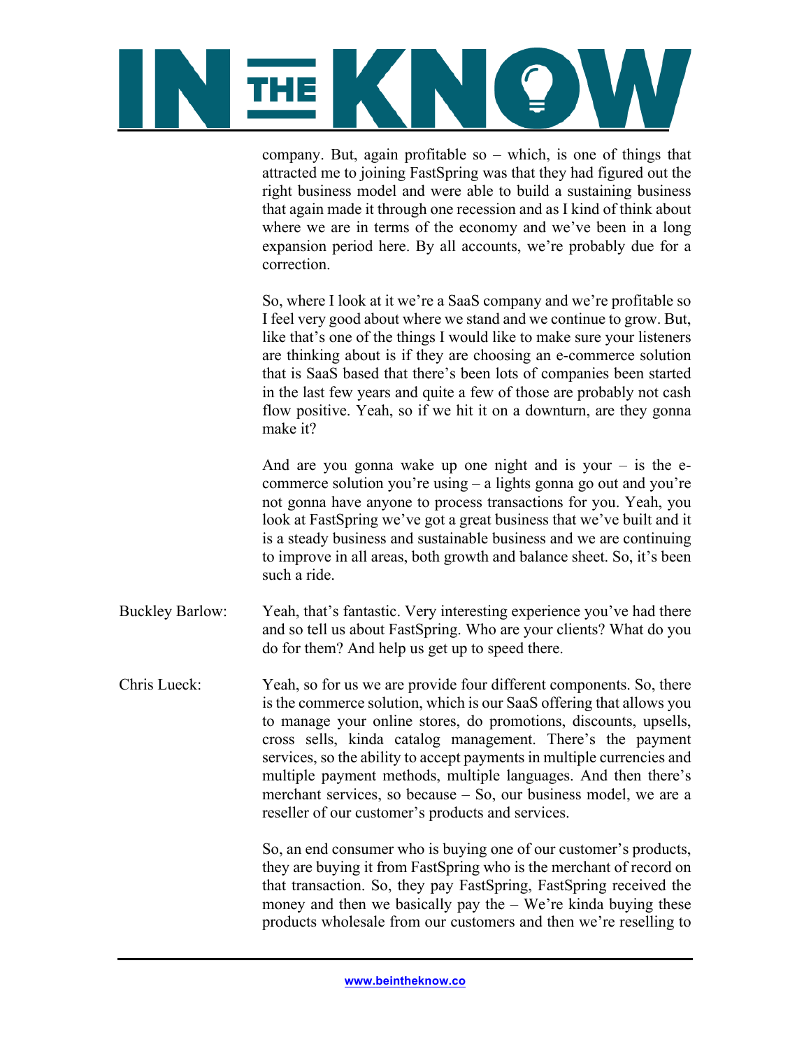company. But, again profitable so – which, is one of things that attracted me to joining FastSpring was that they had figured out the right business model and were able to build a sustaining business that again made it through one recession and as I kind of think about where we are in terms of the economy and we've been in a long expansion period here. By all accounts, we're probably due for a correction.

So, where I look at it we're a SaaS company and we're profitable so I feel very good about where we stand and we continue to grow. But, like that's one of the things I would like to make sure your listeners are thinking about is if they are choosing an e-commerce solution that is SaaS based that there's been lots of companies been started in the last few years and quite a few of those are probably not cash flow positive. Yeah, so if we hit it on a downturn, are they gonna make it?

And are you gonna wake up one night and is your – is the e-commerce solution you're using – a lights gonna go out and you're not gonna have anyone to process transactions for you. Yeah, you look at FastSpring we've got a great business that we've built and it is a steady business and sustainable business and we are continuing to improve in all areas, both growth and balance sheet. So, it's been such a ride.

**Buckley Barlow:** Yeah, that's fantastic. Very interesting experience you've had there and so tell us about FastSpring. Who are your clients? What do you do for them? And help us get up to speed there.

**Chris Lueck:** Yeah, so for us we are provide four different components. So, there is the commerce solution, which is our SaaS offering that allows you to manage your online stores, do promotions, discounts, upsells, cross sells, kinda catalog management. There's the payment services, so the ability to accept payments in multiple currencies and multiple payment methods, multiple languages. And then there's merchant services, so because – So, our business model, we are a reseller of our customer's products and services.

So, an end consumer who is buying one of our customer's products, they are buying it from FastSpring who is the merchant of record on that transaction. So, they pay FastSpring, FastSpring received the money and then we basically pay the – We're kinda buying these products wholesale from our customers and then we're reselling to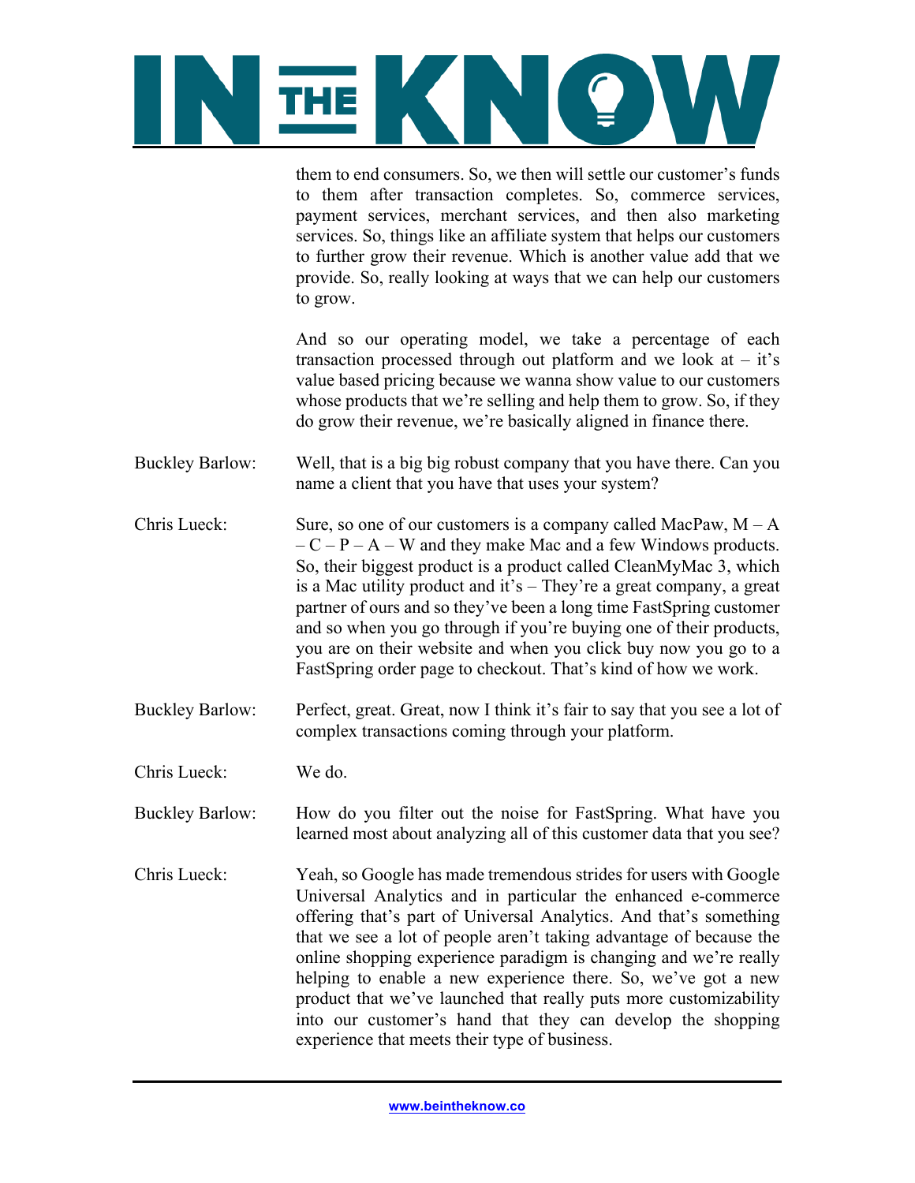them to end consumers. So, we then will settle our customer's funds to them after transaction completes. So, commerce services, payment services, merchant services, and then also marketing services. So, things like an affiliate system that helps our customers to further grow their revenue. Which is another value add that we provide. So, really looking at ways that we can help our customers to grow.

And so our operating model, we take a percentage of each transaction processed through out platform and we look at – it's value based pricing because we wanna show value to our customers whose products that we're selling and help them to grow. So, if they do grow their revenue, we're basically aligned in finance there.

Buckley Barlow: Well, that is a big big robust company that you have there. Can you name a client that you have that uses your system?

Chris Lueck: Sure, so one of our customers is a company called MacPaw, M – A – C – P – A – W and they make Mac and a few Windows products. So, their biggest product is a product called CleanMyMac 3, which is a Mac utility product and it's – They're a great company, a great partner of ours and so they've been a long time FastSpring customer and so when you go through if you're buying one of their products, you are on their website and when you click buy now you go to a FastSpring order page to checkout. That's kind of how we work.

Buckley Barlow: Perfect, great. Great, now I think it's fair to say that you see a lot of complex transactions coming through your platform.

Chris Lueck: We do.

Buckley Barlow: How do you filter out the noise for FastSpring. What have you learned most about analyzing all of this customer data that you see?

Chris Lueck: Yeah, so Google has made tremendous strides for users with Google Universal Analytics and in particular the enhanced e-commerce offering that's part of Universal Analytics. And that's something that we see a lot of people aren't taking advantage of because the online shopping experience paradigm is changing and we're really helping to enable a new experience there. So, we've got a new product that we've launched that really puts more customizability into our customer's hand that they can develop the shopping experience that meets their type of business.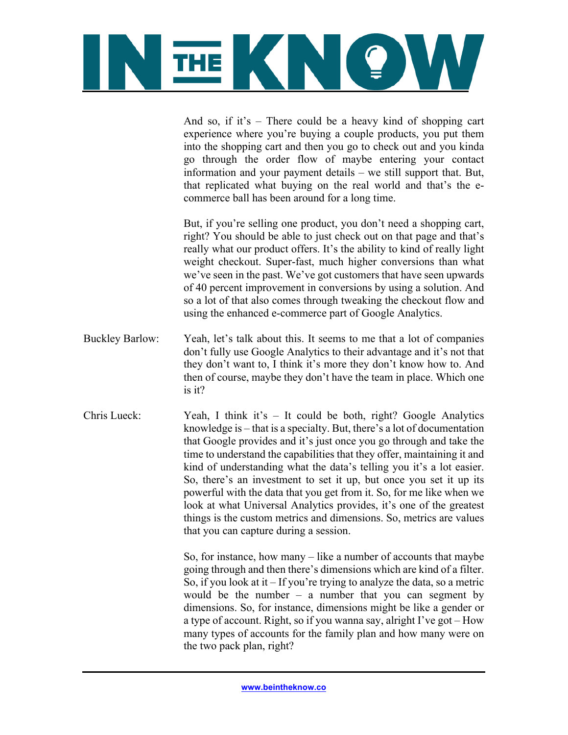And so, if it's – There could be a heavy kind of shopping cart experience where you're buying a couple products, you put them into the shopping cart and then you go to check out and you kinda go through the order flow of maybe entering your contact information and your payment details – we still support that. But, that replicated what buying on the real world and that's the e-commerce ball has been around for a long time.

But, if you're selling one product, you don't need a shopping cart, right? You should be able to just check out on that page and that's really what our product offers. It's the ability to kind of really light weight checkout. Super-fast, much higher conversions than what we've seen in the past. We've got customers that have seen upwards of 40 percent improvement in conversions by using a solution. And so a lot of that also comes through tweaking the checkout flow and using the enhanced e-commerce part of Google Analytics.

Buckley Barlow: Yeah, let's talk about this. It seems to me that a lot of companies don't fully use Google Analytics to their advantage and it's not that they don't want to, I think it's more they don't know how to. And then of course, maybe they don't have the team in place. Which one is it?

Chris Lueck: Yeah, I think it's – It could be both, right? Google Analytics knowledge is – that is a specialty. But, there's a lot of documentation that Google provides and it's just once you go through and take the time to understand the capabilities that they offer, maintaining it and kind of understanding what the data's telling you it's a lot easier. So, there's an investment to set it up, but once you set it up its powerful with the data that you get from it. So, for me like when we look at what Universal Analytics provides, it's one of the greatest things is the custom metrics and dimensions. So, metrics are values that you can capture during a session.

So, for instance, how many – like a number of accounts that maybe going through and then there's dimensions which are kind of a filter. So, if you look at it – If you're trying to analyze the data, so a metric would be the number – a number that you can segment by dimensions. So, for instance, dimensions might be like a gender or a type of account. Right, so if you wanna say, alright I've got – How many types of accounts for the family plan and how many were on the two pack plan, right?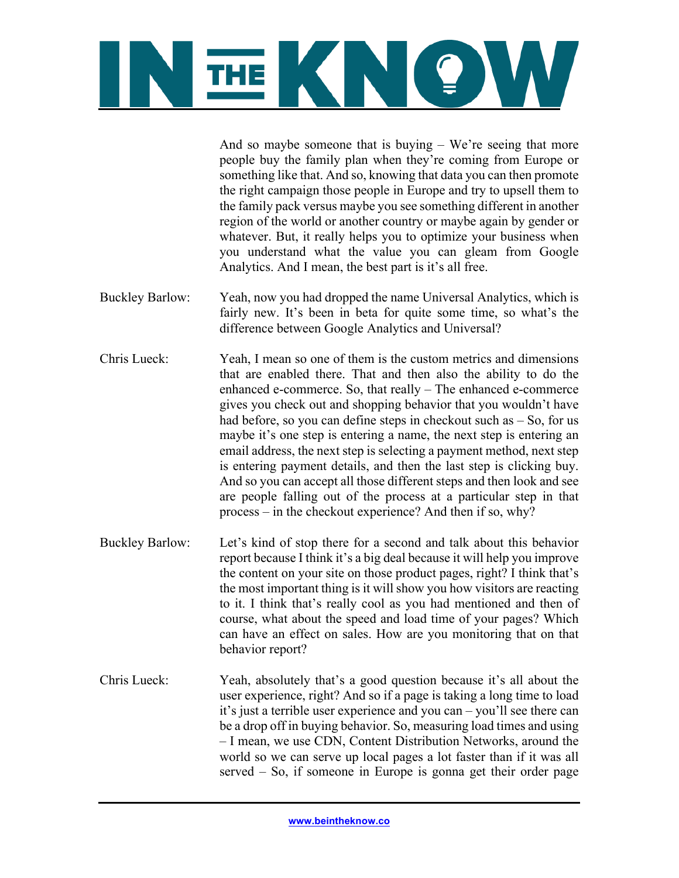And so maybe someone that is buying – We're seeing that more people buy the family plan when they're coming from Europe or something like that. And so, knowing that data you can then promote the right campaign those people in Europe and try to upsell them to the family pack versus maybe you see something different in another region of the world or another country or maybe again by gender or whatever. But, it really helps you to optimize your business when you understand what the value you can gleam from Google Analytics. And I mean, the best part is it's all free.

Buckley Barlow: Yeah, now you had dropped the name Universal Analytics, which is fairly new. It's been in beta for quite some time, so what's the difference between Google Analytics and Universal?

Chris Lueck: Yeah, I mean so one of them is the custom metrics and dimensions that are enabled there. That and then also the ability to do the enhanced e-commerce. So, that really – The enhanced e-commerce gives you check out and shopping behavior that you wouldn't have had before, so you can define steps in checkout such as – So, for us maybe it's one step is entering a name, the next step is entering an email address, the next step is selecting a payment method, next step is entering payment details, and then the last step is clicking buy. And so you can accept all those different steps and then look and see are people falling out of the process at a particular step in that process – in the checkout experience? And then if so, why?

Buckley Barlow: Let's kind of stop there for a second and talk about this behavior report because I think it's a big deal because it will help you improve the content on your site on those product pages, right? I think that's the most important thing is it will show you how visitors are reacting to it. I think that's really cool as you had mentioned and then of course, what about the speed and load time of your pages? Which can have an effect on sales. How are you monitoring that on that behavior report?

Chris Lueck: Yeah, absolutely that's a good question because it's all about the user experience, right? And so if a page is taking a long time to load it's just a terrible user experience and you can – you'll see there can be a drop off in buying behavior. So, measuring load times and using – I mean, we use CDN, Content Distribution Networks, around the world so we can serve up local pages a lot faster than if it was all served – So, if someone in Europe is gonna get their order page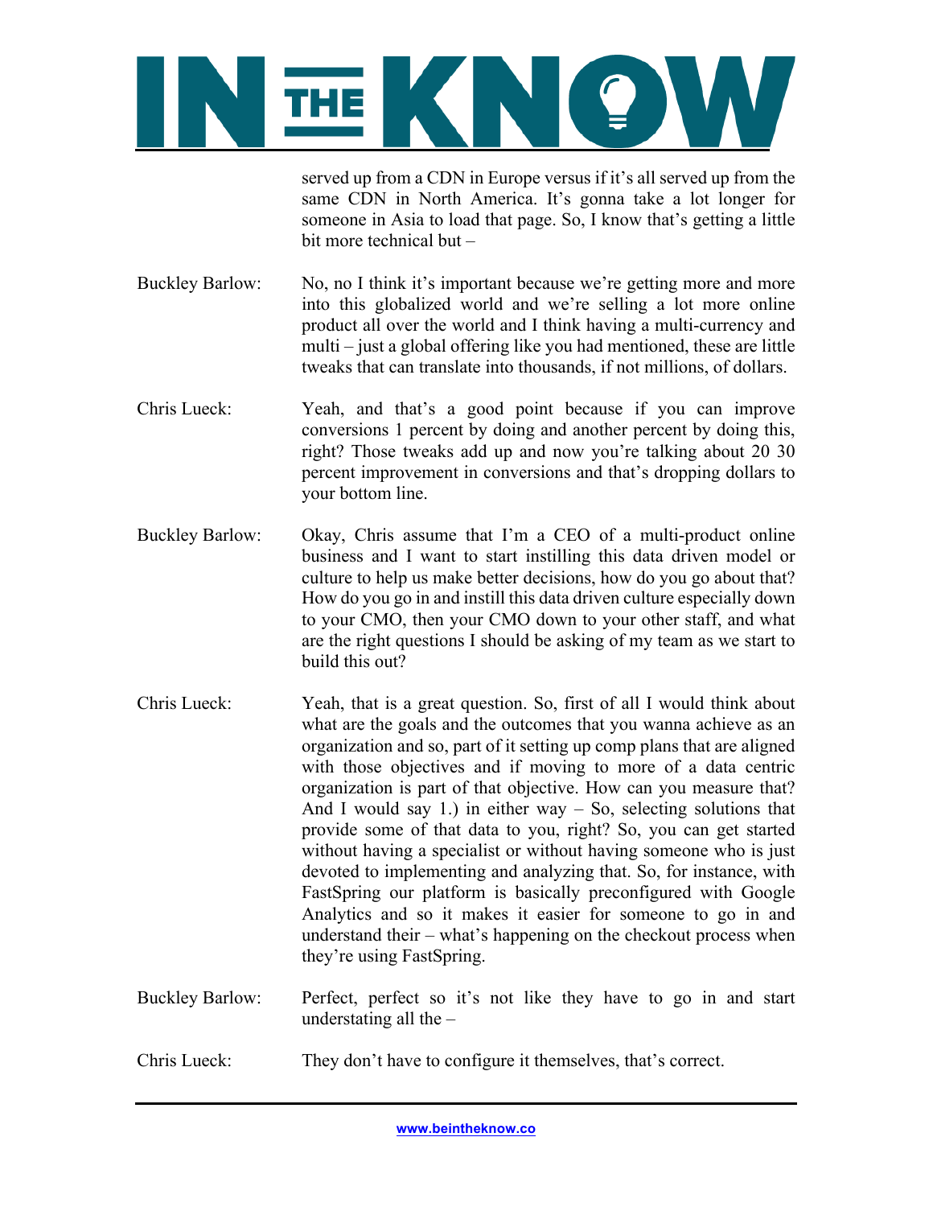served up from a CDN in Europe versus if it's all served up from the same CDN in North America. It's gonna take a lot longer for someone in Asia to load that page. So, I know that's getting a little bit more technical but –

Buckley Barlow: No, no I think it's important because we're getting more and more into this globalized world and we're selling a lot more online product all over the world and I think having a multi-currency and multi – just a global offering like you had mentioned, these are little tweaks that can translate into thousands, if not millions, of dollars.

Chris Lueck: Yeah, and that's a good point because if you can improve conversions 1 percent by doing and another percent by doing this, right? Those tweaks add up and now you're talking about 20 30 percent improvement in conversions and that's dropping dollars to your bottom line.

Buckley Barlow: Okay, Chris assume that I'm a CEO of a multi-product online business and I want to start instilling this data driven model or culture to help us make better decisions, how do you go about that? How do you go in and instill this data driven culture especially down to your CMO, then your CMO down to your other staff, and what are the right questions I should be asking of my team as we start to build this out?

Chris Lueck: Yeah, that is a great question. So, first of all I would think about what are the goals and the outcomes that you wanna achieve as an organization and so, part of it setting up comp plans that are aligned with those objectives and if moving to more of a data centric organization is part of that objective. How can you measure that? And I would say 1.) in either way – So, selecting solutions that provide some of that data to you, right? So, you can get started without having a specialist or without having someone who is just devoted to implementing and analyzing that. So, for instance, with FastSpring our platform is basically preconfigured with Google Analytics and so it makes it easier for someone to go in and understand their – what's happening on the checkout process when they're using FastSpring.

Buckley Barlow: Perfect, perfect so it's not like they have to go in and start understating all the –

Chris Lueck: They don't have to configure it themselves, that's correct.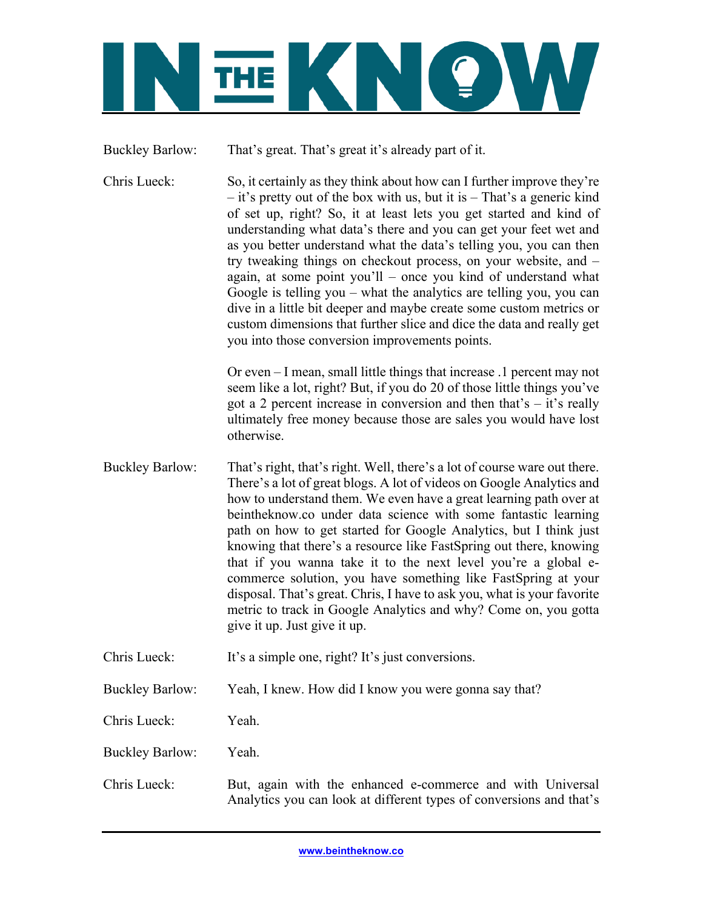Buckley Barlow: That's great. That's great it's already part of it.

Chris Lueck: So, it certainly as they think about how can I further improve they're – it's pretty out of the box with us, but it is – That's a generic kind of set up, right? So, it at least lets you get started and kind of understanding what data's there and you can get your feet wet and as you better understand what the data's telling you, you can then try tweaking things on checkout process, on your website, and – again, at some point you'll – once you kind of understand what Google is telling you – what the analytics are telling you, you can dive in a little bit deeper and maybe create some custom metrics or custom dimensions that further slice and dice the data and really get you into those conversion improvements points.

Or even – I mean, small little things that increase .1 percent may not seem like a lot, right? But, if you do 20 of those little things you've got a 2 percent increase in conversion and then that's – it's really ultimately free money because those are sales you would have lost otherwise.

Buckley Barlow: That's right, that's right. Well, there's a lot of course ware out there. There's a lot of great blogs. A lot of videos on Google Analytics and how to understand them. We even have a great learning path over at beintheknow.co under data science with some fantastic learning path on how to get started for Google Analytics, but I think just knowing that there's a resource like FastSpring out there, knowing that if you wanna take it to the next level you're a global e-commerce solution, you have something like FastSpring at your disposal. That's great. Chris, I have to ask you, what is your favorite metric to track in Google Analytics and why? Come on, you gotta give it up. Just give it up.

Chris Lueck: It's a simple one, right? It's just conversions.

Buckley Barlow: Yeah, I knew. How did I know you were gonna say that?

Chris Lueck: Yeah.

Buckley Barlow: Yeah.

Chris Lueck: But, again with the enhanced e-commerce and with Universal Analytics you can look at different types of conversions and that's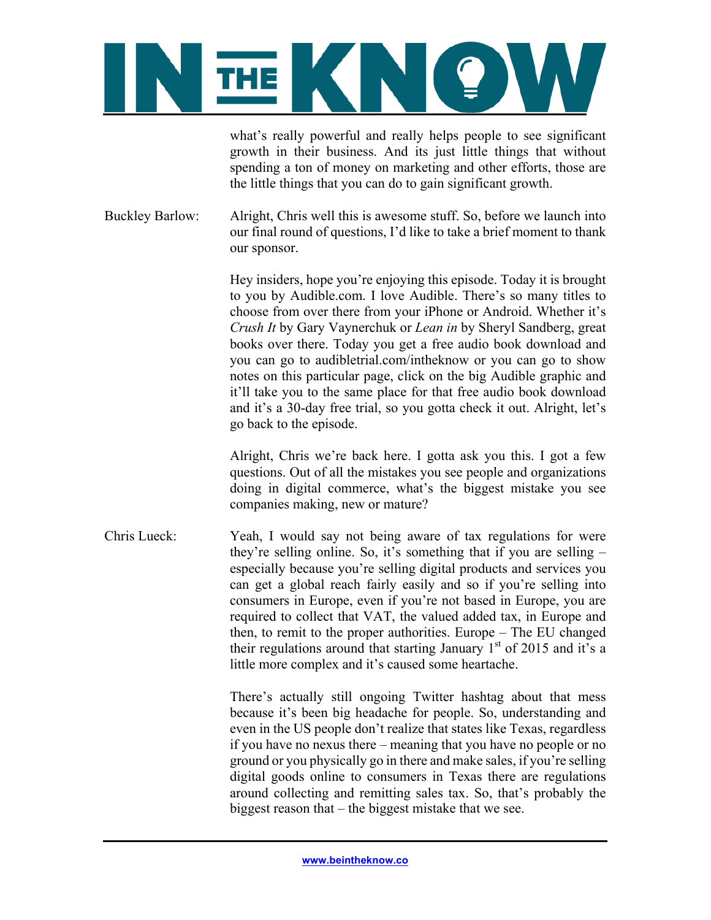what's really powerful and really helps people to see significant growth in their business. And its just little things that without spending a ton of money on marketing and other efforts, those are the little things that you can do to gain significant growth.

**Buckley Barlow:** Alright, Chris well this is awesome stuff. So, before we launch into our final round of questions, I'd like to take a brief moment to thank our sponsor.

Hey insiders, hope you're enjoying this episode. Today it is brought to you by Audible.com. I love Audible. There's so many titles to choose from over there from your iPhone or Android. Whether it's *Crush It* by Gary Vaynerchuk or *Lean in* by Sheryl Sandberg, great books over there. Today you get a free audio book download and you can go to audibletrial.com/intheknow or you can go to show notes on this particular page, click on the big Audible graphic and it'll take you to the same place for that free audio book download and it's a 30-day free trial, so you gotta check it out. Alright, let's go back to the episode.

Alright, Chris we're back here. I gotta ask you this. I got a few questions. Out of all the mistakes you see people and organizations doing in digital commerce, what's the biggest mistake you see companies making, new or mature?

**Chris Lueck:** Yeah, I would say not being aware of tax regulations for were they're selling online. So, it's something that if you are selling – especially because you're selling digital products and services you can get a global reach fairly easily and so if you're selling into consumers in Europe, even if you're not based in Europe, you are required to collect that VAT, the valued added tax, in Europe and then, to remit to the proper authorities. Europe – The EU changed their regulations around that starting January 1st of 2015 and it's a little more complex and it's caused some heartache.

There's actually still ongoing Twitter hashtag about that mess because it's been big headache for people. So, understanding and even in the US people don't realize that states like Texas, regardless if you have no nexus there – meaning that you have no people or no ground or you physically go in there and make sales, if you're selling digital goods online to consumers in Texas there are regulations around collecting and remitting sales tax. So, that's probably the biggest reason that – the biggest mistake that we see.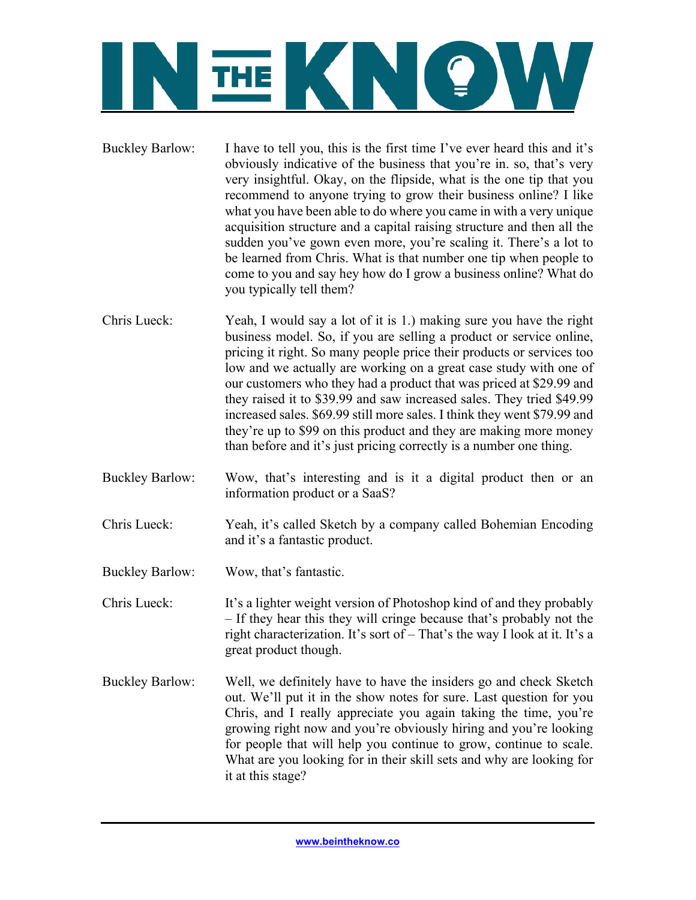**Buckley Barlow:** I have to tell you, this is the first time I've ever heard this and it's obviously indicative of the business that you're in. so, that's very very insightful. Okay, on the flipside, what is the one tip that you recommend to anyone trying to grow their business online? I like what you have been able to do where you came in with a very unique acquisition structure and a capital raising structure and then all the sudden you've gown even more, you're scaling it. There's a lot to be learned from Chris. What is that number one tip when people to come to you and say hey how do I grow a business online? What do you typically tell them?

**Chris Lueck:** Yeah, I would say a lot of it is 1.) making sure you have the right business model. So, if you are selling a product or service online, pricing it right. So many people price their products or services too low and we actually are working on a great case study with one of our customers who they had a product that was priced at $29.99 and they raised it to $39.99 and saw increased sales. They tried $49.99 increased sales. $69.99 still more sales. I think they went $79.99 and they're up to $99 on this product and they are making more money than before and it's just pricing correctly is a number one thing.

**Buckley Barlow:** Wow, that's interesting and is it a digital product then or an information product or a SaaS?

**Chris Lueck:** Yeah, it's called Sketch by a company called Bohemian Encoding and it's a fantastic product.

**Buckley Barlow:** Wow, that's fantastic.

**Chris Lueck:** It's a lighter weight version of Photoshop kind of and they probably – If they hear this they will cringe because that's probably not the right characterization. It's sort of – That's the way I look at it. It's a great product though.

**Buckley Barlow:** Well, we definitely have to have the insiders go and check Sketch out. We'll put it in the show notes for sure. Last question for you Chris, and I really appreciate you again taking the time, you're growing right now and you're obviously hiring and you're looking for people that will help you continue to grow, continue to scale. What are you looking for in their skill sets and why are looking for it at this stage?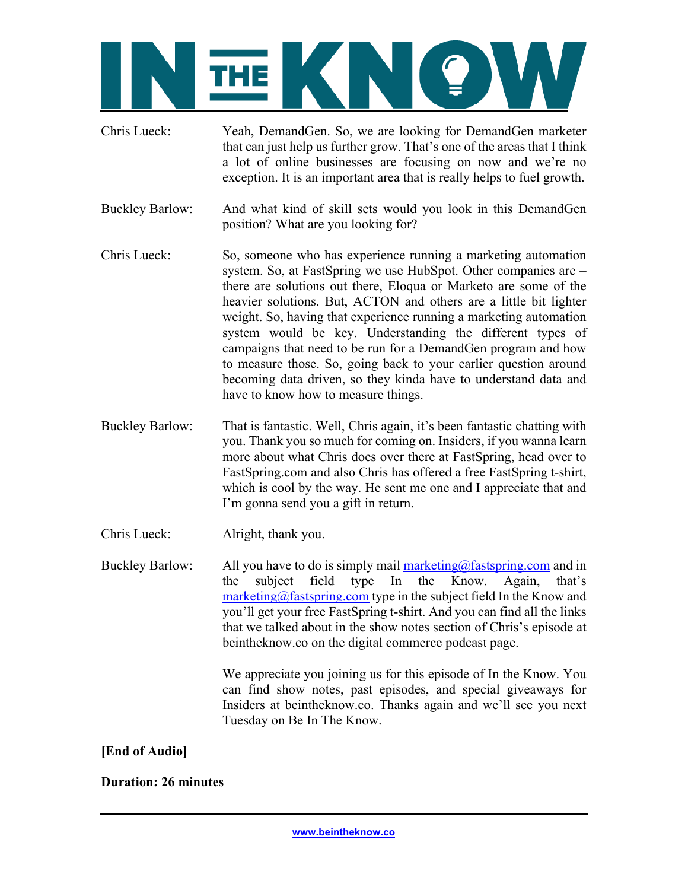Chris Lueck: Yeah, DemandGen. So, we are looking for DemandGen marketer that can just help us further grow. That's one of the areas that I think a lot of online businesses are focusing on now and we're no exception. It is an important area that is really helps to fuel growth.

Buckley Barlow: And what kind of skill sets would you look in this DemandGen position? What are you looking for?

Chris Lueck: So, someone who has experience running a marketing automation system. So, at FastSpring we use HubSpot. Other companies are – there are solutions out there, Eloqua or Marketo are some of the heavier solutions. But, ACTON and others are a little bit lighter weight. So, having that experience running a marketing automation system would be key. Understanding the different types of campaigns that need to be run for a DemandGen program and how to measure those. So, going back to your earlier question around becoming data driven, so they kinda have to understand data and have to know how to measure things.

Buckley Barlow: That is fantastic. Well, Chris again, it's been fantastic chatting with you. Thank you so much for coming on. Insiders, if you wanna learn more about what Chris does over there at FastSpring, head over to FastSpring.com and also Chris has offered a free FastSpring t-shirt, which is cool by the way. He sent me one and I appreciate that and I'm gonna send you a gift in return.

Chris Lueck: Alright, thank you.

Buckley Barlow: All you have to do is simply mail marketing@fastspring.com and in the subject field type In the Know. Again, that's marketing@fastspring.com type in the subject field In the Know and you'll get your free FastSpring t-shirt. And you can find all the links that we talked about in the show notes section of Chris's episode at beintheknow.co on the digital commerce podcast page.

We appreciate you joining us for this episode of In the Know. You can find show notes, past episodes, and special giveaways for Insiders at beintheknow.co. Thanks again and we'll see you next Tuesday on Be In The Know.

**[End of Audio]**

**Duration: 26 minutes**